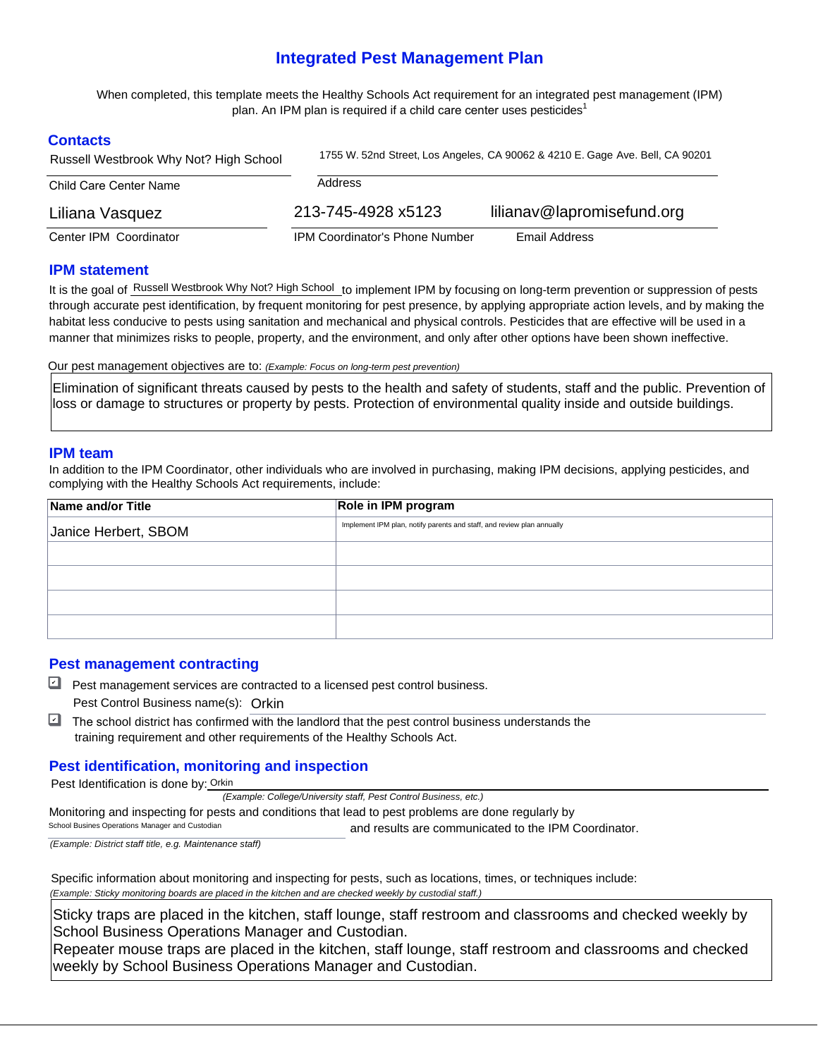# Integrated Pest Management Plan

When completed, this template meets the Healthy Schools Act requirement for an integrated pest management (IPM) plan. An IPM plan is required if a child care center uses pesticides[1]

## Contacts

Russell Westbrook Why Not? High School
Child Care Center Name

1755 W. 52nd Street, Los Angeles, CA 90062 & 4210 E. Gage Ave. Bell, CA 90201
Address

Liliana Vasquez
Center IPM Coordinator

213-745-4928 x5123
IPM Coordinator's Phone Number

lilianav@lapromisefund.org
Email Address

## IPM statement

It is the goal of Russell Westbrook Why Not? High School to implement IPM by focusing on long-term prevention or suppression of pests through accurate pest identification, by frequent monitoring for pest presence, by applying appropriate action levels, and by making the habitat less conducive to pests using sanitation and mechanical and physical controls. Pesticides that are effective will be used in a manner that minimizes risks to people, property, and the environment, and only after other options have been shown ineffective.

Our pest management objectives are to: *(Example: Focus on long-term pest prevention)*

Elimination of significant threats caused by pests to the health and safety of students, staff and the public. Prevention of loss or damage to structures or property by pests. Protection of environmental quality inside and outside buildings.

## IPM team

In addition to the IPM Coordinator, other individuals who are involved in purchasing, making IPM decisions, applying pesticides, and complying with the Healthy Schools Act requirements, include:

| Name and/or Title | Role in IPM program |
|---|---|
| Janice Herbert, SBOM | Implement IPM plan, notify parents and staff, and review plan annually |
| | |
| | |
| | |
| | |

## Pest management contracting

- [x] Pest management services are contracted to a licensed pest control business.
  Pest Control Business name(s): Orkin
- [x] The school district has confirmed with the landlord that the pest control business understands the training requirement and other requirements of the Healthy Schools Act.

## Pest identification, monitoring and inspection

Pest Identification is done by: Orkin
*(Example: College/University staff, Pest Control Business, etc.)*

Monitoring and inspecting for pests and conditions that lead to pest problems are done regularly by School Busines Operations Manager and Custodian and results are communicated to the IPM Coordinator.
*(Example: District staff title, e.g. Maintenance staff)*

Specific information about monitoring and inspecting for pests, such as locations, times, or techniques include:
*(Example: Sticky monitoring boards are placed in the kitchen and are checked weekly by custodial staff.)*

Sticky traps are placed in the kitchen, staff lounge, staff restroom and classrooms and checked weekly by School Business Operations Manager and Custodian.
Repeater mouse traps are placed in the kitchen, staff lounge, staff restroom and classrooms and checked weekly by School Business Operations Manager and Custodian.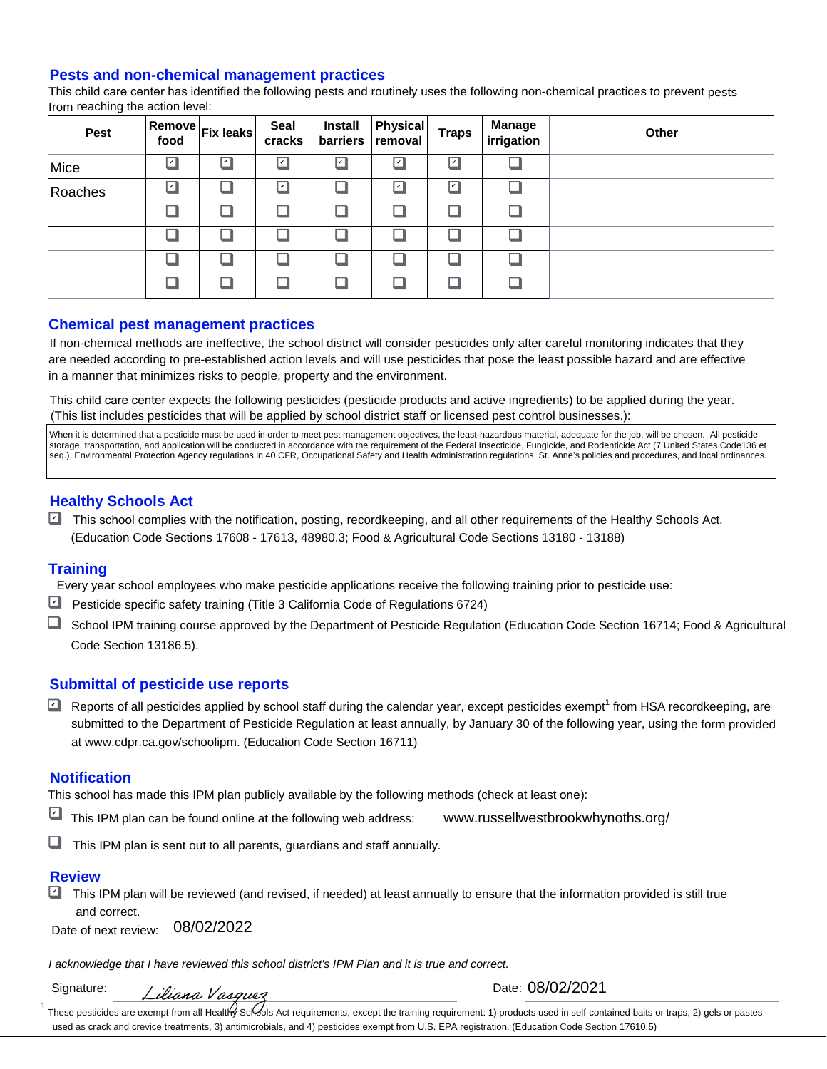## Pests and non-chemical management practices

This child care center has identified the following pests and routinely uses the following non-chemical practices to prevent pests from reaching the action level:

| Pest | Remove food | Fix leaks | Seal cracks | Install barriers | Physical removal | Traps | Manage irrigation | Other |
|---|---|---|---|---|---|---|---|---|
| Mice | ☑ | ☑ | ☑ | ☑ | ☑ | ☑ | ☐ | |
| Roaches | ☑ | ☐ | ☑ | ☐ | ☑ | ☑ | ☐ | |
| | ☐ | ☐ | ☐ | ☐ | ☐ | ☐ | ☐ | |
| | ☐ | ☐ | ☐ | ☐ | ☐ | ☐ | ☐ | |
| | ☐ | ☐ | ☐ | ☐ | ☐ | ☐ | ☐ | |
| | ☐ | ☐ | ☐ | ☐ | ☐ | ☐ | ☐ | |

## Chemical pest management practices

If non-chemical methods are ineffective, the school district will consider pesticides only after careful monitoring indicates that they are needed according to pre-established action levels and will use pesticides that pose the least possible hazard and are effective in a manner that minimizes risks to people, property and the environment.

This child care center expects the following pesticides (pesticide products and active ingredients) to be applied during the year. (This list includes pesticides that will be applied by school district staff or licensed pest control businesses.):

When it is determined that a pesticide must be used in order to meet pest management objectives, the least-hazardous material, adequate for the job, will be chosen. All pesticide storage, transportation, and application will be conducted in accordance with the requirement of the Federal Insecticide, Fungicide, and Rodenticide Act (7 United States Code136 et seq.), Environmental Protection Agency regulations in 40 CFR, Occupational Safety and Health Administration regulations, St. Anne's policies and procedures, and local ordinances.

## Healthy Schools Act

☑ This school complies with the notification, posting, recordkeeping, and all other requirements of the Healthy Schools Act. (Education Code Sections 17608 - 17613, 48980.3; Food & Agricultural Code Sections 13180 - 13188)

## Training

Every year school employees who make pesticide applications receive the following training prior to pesticide use:

☑ Pesticide specific safety training (Title 3 California Code of Regulations 6724)

☐ School IPM training course approved by the Department of Pesticide Regulation (Education Code Section 16714; Food & Agricultural Code Section 13186.5).

## Submittal of pesticide use reports

☑ Reports of all pesticides applied by school staff during the calendar year, except pesticides exempt[1] from HSA recordkeeping, are submitted to the Department of Pesticide Regulation at least annually, by January 30 of the following year, using the form provided at www.cdpr.ca.gov/schoolipm. (Education Code Section 16711)

## Notification

This school has made this IPM plan publicly available by the following methods (check at least one):

☑ This IPM plan can be found online at the following web address: www.russellwestbrookwhynoths.org/

☐ This IPM plan is sent out to all parents, guardians and staff annually.

## Review

☑ This IPM plan will be reviewed (and revised, if needed) at least annually to ensure that the information provided is still true and correct.

Date of next review: 08/02/2022

*I acknowledge that I have reviewed this school district's IPM Plan and it is true and correct.*

Signature: Liliana Vasquez    Date: 08/02/2021

[1] These pesticides are exempt from all Healthy Schools Act requirements, except the training requirement: 1) products used in self-contained baits or traps, 2) gels or pastes used as crack and crevice treatments, 3) antimicrobials, and 4) pesticides exempt from U.S. EPA registration. (Education Code Section 17610.5)